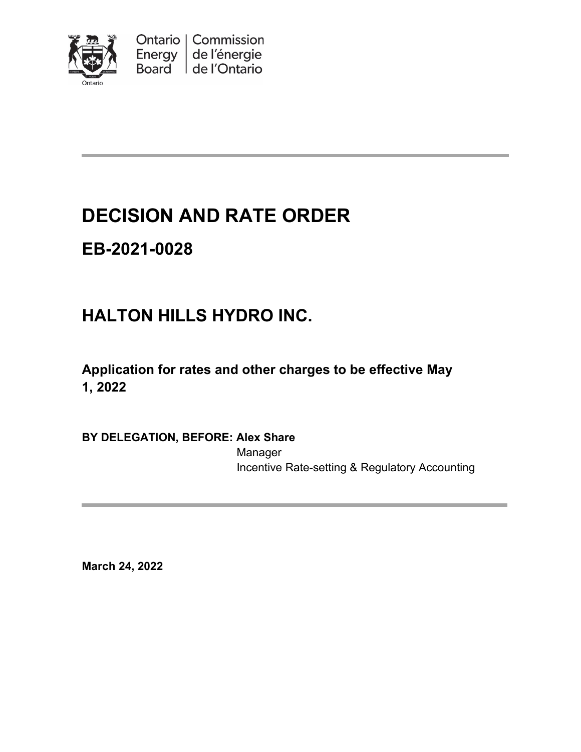Ontario Energy Board | Commission de l'énergie de l'Ontario

# DECISION AND RATE ORDER

## EB-2021-0028

## HALTON HILLS HYDRO INC.

**Application for rates and other charges to be effective May 1, 2022**

**BY DELEGATION, BEFORE: Alex Share**
Manager
Incentive Rate-setting & Regulatory Accounting

**March 24, 2022**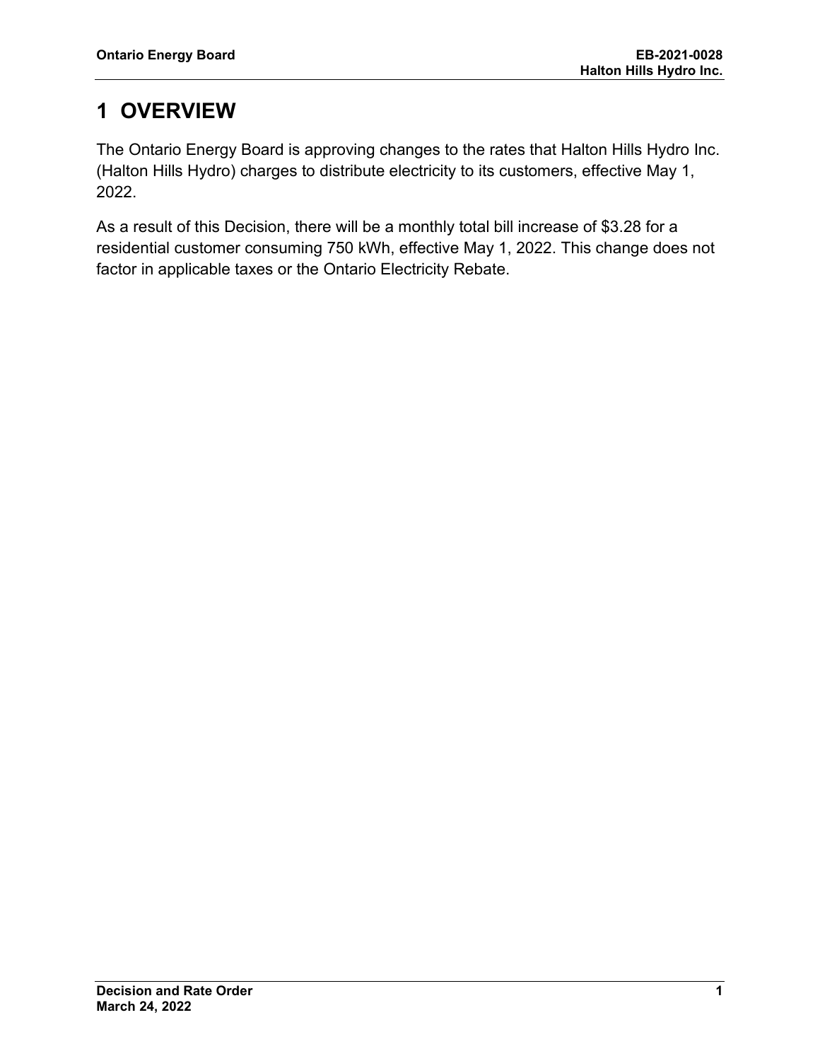# 1 OVERVIEW

The Ontario Energy Board is approving changes to the rates that Halton Hills Hydro Inc. (Halton Hills Hydro) charges to distribute electricity to its customers, effective May 1, 2022.

As a result of this Decision, there will be a monthly total bill increase of $3.28 for a residential customer consuming 750 kWh, effective May 1, 2022. This change does not factor in applicable taxes or the Ontario Electricity Rebate.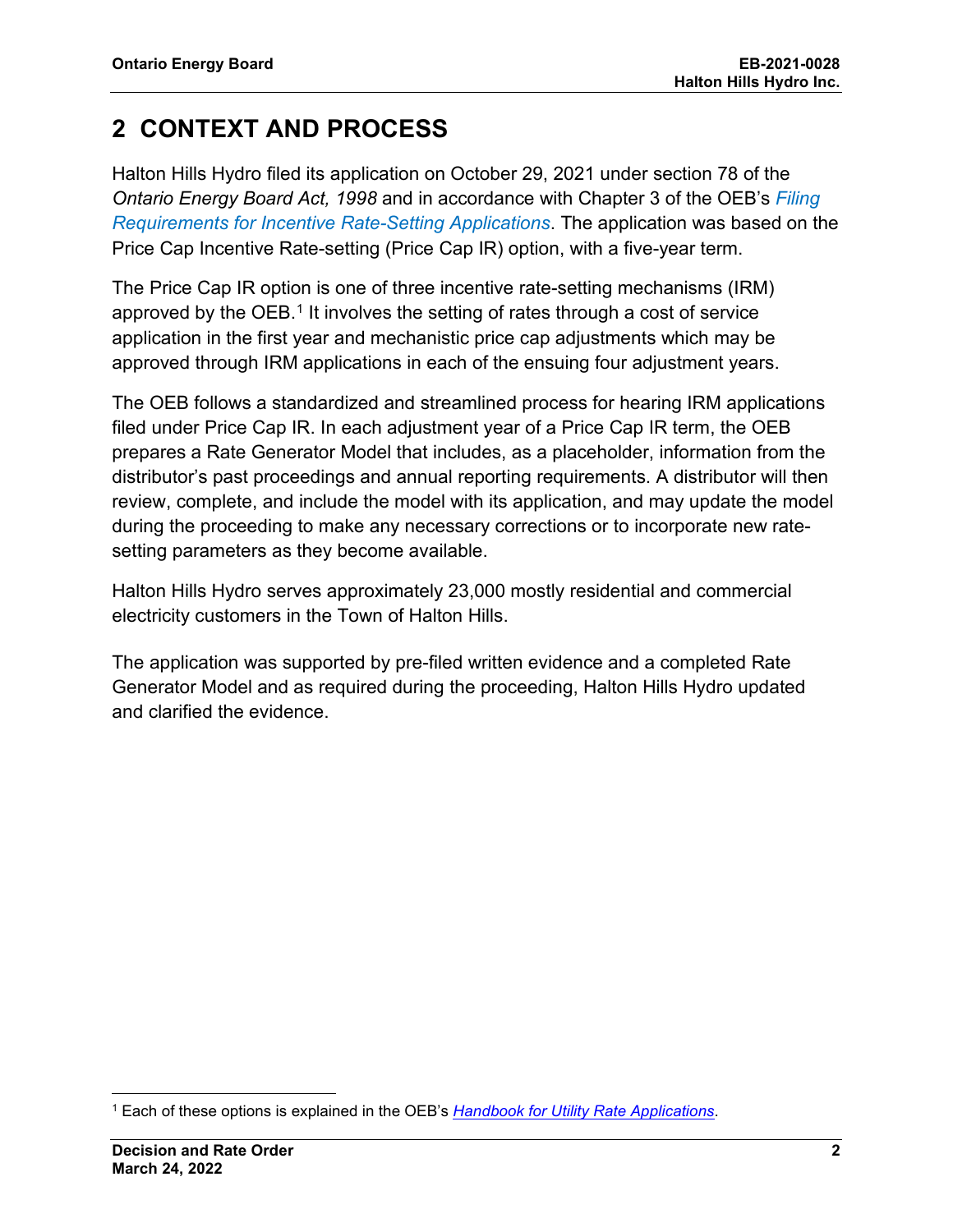# 2 CONTEXT AND PROCESS

Halton Hills Hydro filed its application on October 29, 2021 under section 78 of the *Ontario Energy Board Act, 1998* and in accordance with Chapter 3 of the OEB's *Filing Requirements for Incentive Rate-Setting Applications*. The application was based on the Price Cap Incentive Rate-setting (Price Cap IR) option, with a five-year term.

The Price Cap IR option is one of three incentive rate-setting mechanisms (IRM) approved by the OEB.[1] It involves the setting of rates through a cost of service application in the first year and mechanistic price cap adjustments which may be approved through IRM applications in each of the ensuing four adjustment years.

The OEB follows a standardized and streamlined process for hearing IRM applications filed under Price Cap IR. In each adjustment year of a Price Cap IR term, the OEB prepares a Rate Generator Model that includes, as a placeholder, information from the distributor's past proceedings and annual reporting requirements. A distributor will then review, complete, and include the model with its application, and may update the model during the proceeding to make any necessary corrections or to incorporate new rate-setting parameters as they become available.

Halton Hills Hydro serves approximately 23,000 mostly residential and commercial electricity customers in the Town of Halton Hills.

The application was supported by pre-filed written evidence and a completed Rate Generator Model and as required during the proceeding, Halton Hills Hydro updated and clarified the evidence.

---

[1] Each of these options is explained in the OEB's *Handbook for Utility Rate Applications*.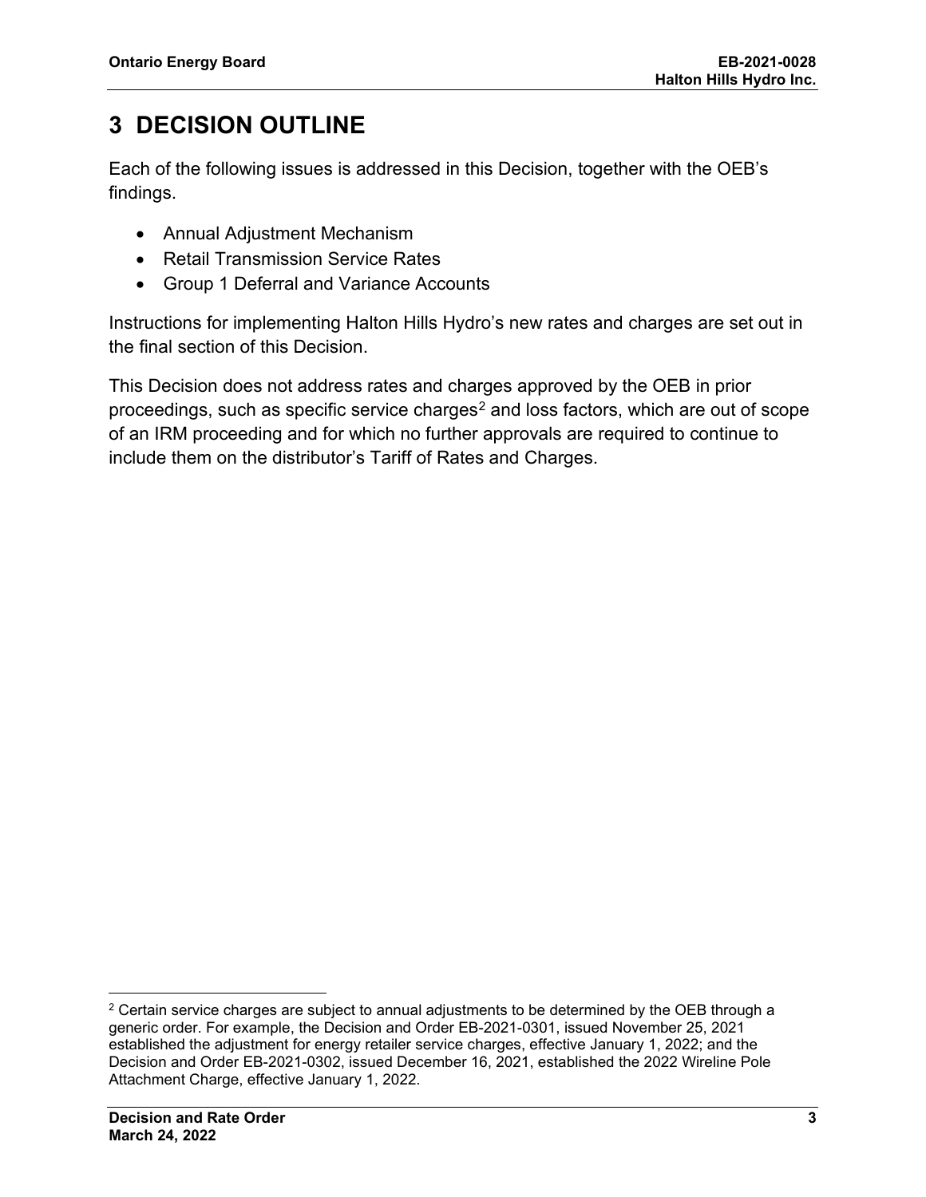# 3 DECISION OUTLINE

Each of the following issues is addressed in this Decision, together with the OEB's findings.

- Annual Adjustment Mechanism
- Retail Transmission Service Rates
- Group 1 Deferral and Variance Accounts

Instructions for implementing Halton Hills Hydro's new rates and charges are set out in the final section of this Decision.

This Decision does not address rates and charges approved by the OEB in prior proceedings, such as specific service charges[2] and loss factors, which are out of scope of an IRM proceeding and for which no further approvals are required to continue to include them on the distributor's Tariff of Rates and Charges.

---

[2] Certain service charges are subject to annual adjustments to be determined by the OEB through a generic order. For example, the Decision and Order EB-2021-0301, issued November 25, 2021 established the adjustment for energy retailer service charges, effective January 1, 2022; and the Decision and Order EB-2021-0302, issued December 16, 2021, established the 2022 Wireline Pole Attachment Charge, effective January 1, 2022.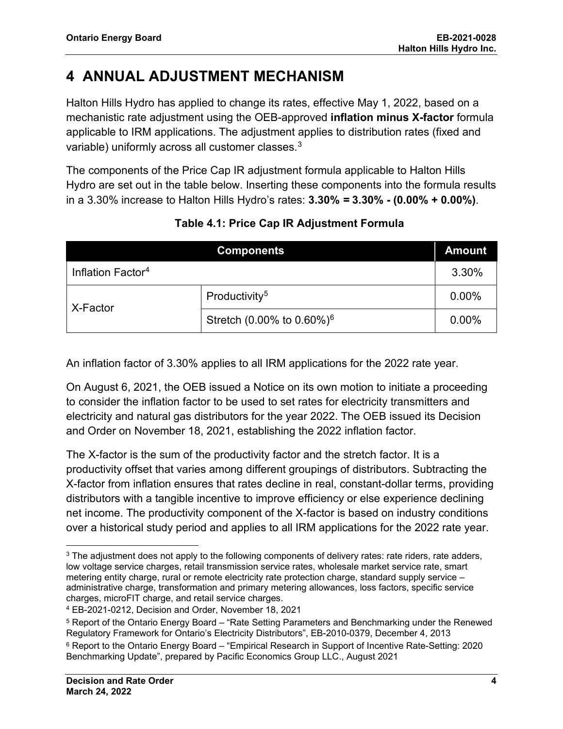# 4 ANNUAL ADJUSTMENT MECHANISM

Halton Hills Hydro has applied to change its rates, effective May 1, 2022, based on a mechanistic rate adjustment using the OEB-approved **inflation minus X-factor** formula applicable to IRM applications. The adjustment applies to distribution rates (fixed and variable) uniformly across all customer classes.[3]

The components of the Price Cap IR adjustment formula applicable to Halton Hills Hydro are set out in the table below. Inserting these components into the formula results in a 3.30% increase to Halton Hills Hydro's rates: **3.30% = 3.30% - (0.00% + 0.00%)**.

**Table 4.1: Price Cap IR Adjustment Formula**

| Components | | Amount |
|---|---|---|
| Inflation Factor[4] | | 3.30% |
| X-Factor | Productivity[5] | 0.00% |
| | Stretch (0.00% to 0.60%)[6] | 0.00% |

An inflation factor of 3.30% applies to all IRM applications for the 2022 rate year.

On August 6, 2021, the OEB issued a Notice on its own motion to initiate a proceeding to consider the inflation factor to be used to set rates for electricity transmitters and electricity and natural gas distributors for the year 2022. The OEB issued its Decision and Order on November 18, 2021, establishing the 2022 inflation factor.

The X-factor is the sum of the productivity factor and the stretch factor. It is a productivity offset that varies among different groupings of distributors. Subtracting the X-factor from inflation ensures that rates decline in real, constant-dollar terms, providing distributors with a tangible incentive to improve efficiency or else experience declining net income. The productivity component of the X-factor is based on industry conditions over a historical study period and applies to all IRM applications for the 2022 rate year.

---

[3] The adjustment does not apply to the following components of delivery rates: rate riders, rate adders, low voltage service charges, retail transmission service rates, wholesale market service rate, smart metering entity charge, rural or remote electricity rate protection charge, standard supply service – administrative charge, transformation and primary metering allowances, loss factors, specific service charges, microFIT charge, and retail service charges.

[4] EB-2021-0212, Decision and Order, November 18, 2021

[5] Report of the Ontario Energy Board – "Rate Setting Parameters and Benchmarking under the Renewed Regulatory Framework for Ontario's Electricity Distributors", EB-2010-0379, December 4, 2013

[6] Report to the Ontario Energy Board – "Empirical Research in Support of Incentive Rate-Setting: 2020 Benchmarking Update", prepared by Pacific Economics Group LLC., August 2021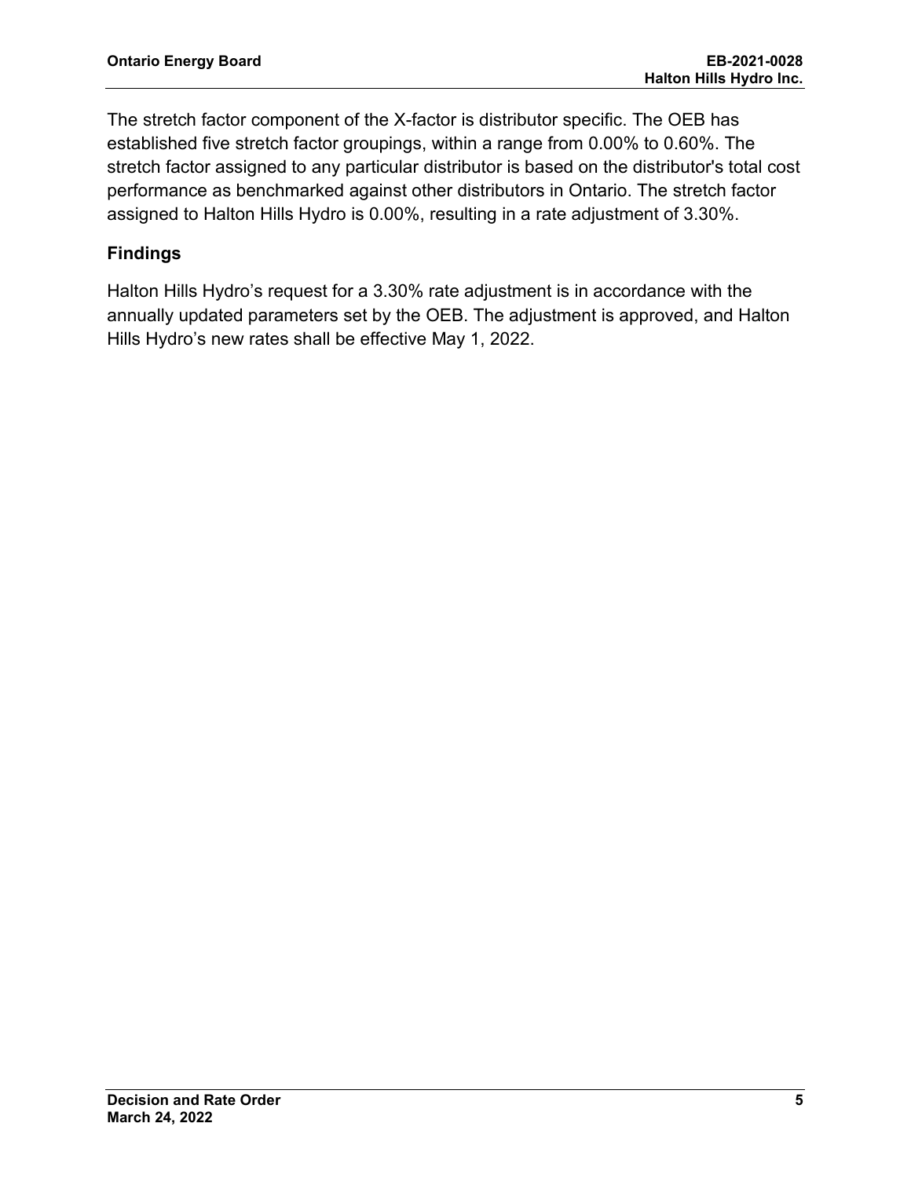The stretch factor component of the X-factor is distributor specific. The OEB has established five stretch factor groupings, within a range from 0.00% to 0.60%. The stretch factor assigned to any particular distributor is based on the distributor's total cost performance as benchmarked against other distributors in Ontario. The stretch factor assigned to Halton Hills Hydro is 0.00%, resulting in a rate adjustment of 3.30%.

### Findings

Halton Hills Hydro's request for a 3.30% rate adjustment is in accordance with the annually updated parameters set by the OEB. The adjustment is approved, and Halton Hills Hydro's new rates shall be effective May 1, 2022.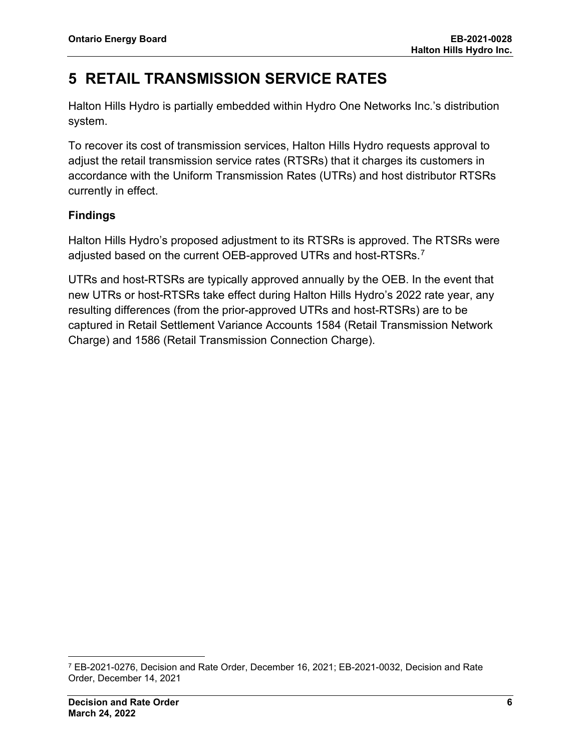# 5 RETAIL TRANSMISSION SERVICE RATES

Halton Hills Hydro is partially embedded within Hydro One Networks Inc.'s distribution system.

To recover its cost of transmission services, Halton Hills Hydro requests approval to adjust the retail transmission service rates (RTSRs) that it charges its customers in accordance with the Uniform Transmission Rates (UTRs) and host distributor RTSRs currently in effect.

### Findings

Halton Hills Hydro's proposed adjustment to its RTSRs is approved. The RTSRs were adjusted based on the current OEB-approved UTRs and host-RTSRs.[7]

UTRs and host-RTSRs are typically approved annually by the OEB. In the event that new UTRs or host-RTSRs take effect during Halton Hills Hydro's 2022 rate year, any resulting differences (from the prior-approved UTRs and host-RTSRs) are to be captured in Retail Settlement Variance Accounts 1584 (Retail Transmission Network Charge) and 1586 (Retail Transmission Connection Charge).

---

[7] EB-2021-0276, Decision and Rate Order, December 16, 2021; EB-2021-0032, Decision and Rate Order, December 14, 2021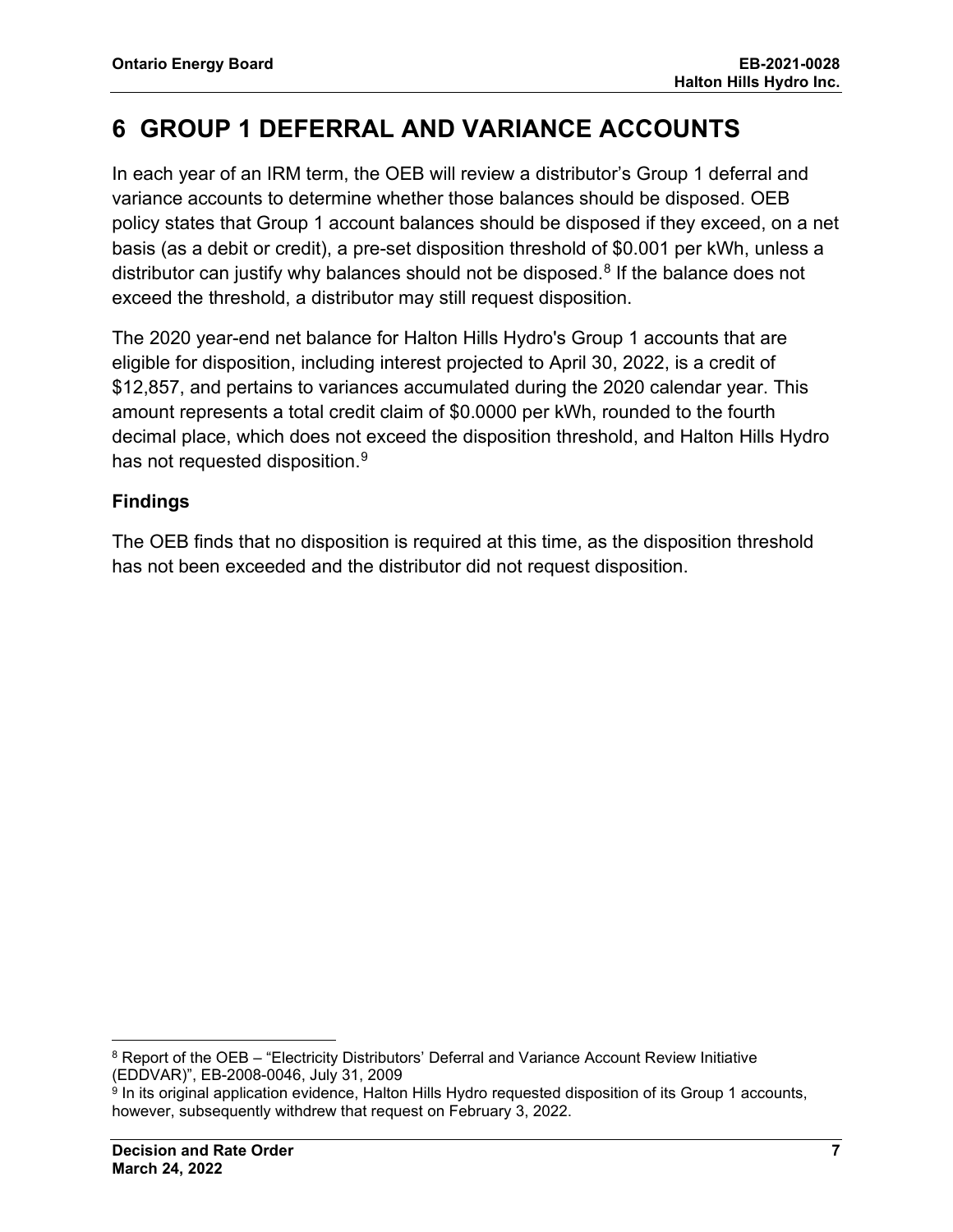# 6 GROUP 1 DEFERRAL AND VARIANCE ACCOUNTS

In each year of an IRM term, the OEB will review a distributor's Group 1 deferral and variance accounts to determine whether those balances should be disposed. OEB policy states that Group 1 account balances should be disposed if they exceed, on a net basis (as a debit or credit), a pre-set disposition threshold of $0.001 per kWh, unless a distributor can justify why balances should not be disposed.[8] If the balance does not exceed the threshold, a distributor may still request disposition.

The 2020 year-end net balance for Halton Hills Hydro's Group 1 accounts that are eligible for disposition, including interest projected to April 30, 2022, is a credit of $12,857, and pertains to variances accumulated during the 2020 calendar year. This amount represents a total credit claim of $0.0000 per kWh, rounded to the fourth decimal place, which does not exceed the disposition threshold, and Halton Hills Hydro has not requested disposition.[9]

### Findings

The OEB finds that no disposition is required at this time, as the disposition threshold has not been exceeded and the distributor did not request disposition.

---

[8] Report of the OEB – "Electricity Distributors' Deferral and Variance Account Review Initiative (EDDVAR)", EB-2008-0046, July 31, 2009

[9] In its original application evidence, Halton Hills Hydro requested disposition of its Group 1 accounts, however, subsequently withdrew that request on February 3, 2022.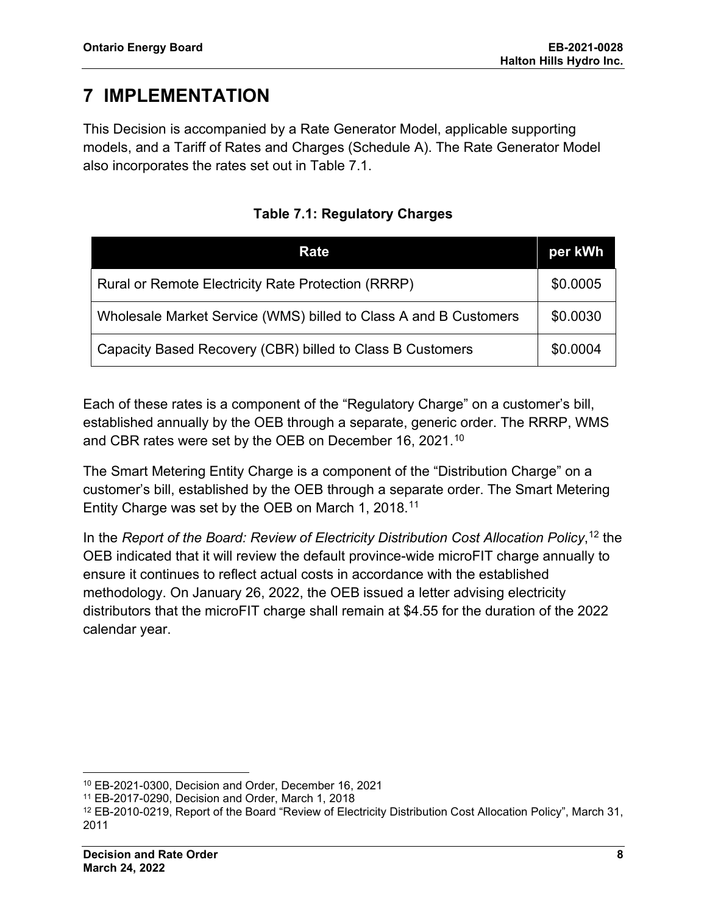# 7 IMPLEMENTATION

This Decision is accompanied by a Rate Generator Model, applicable supporting models, and a Tariff of Rates and Charges (Schedule A). The Rate Generator Model also incorporates the rates set out in Table 7.1.

**Table 7.1: Regulatory Charges**

| Rate | per kWh |
|---|---|
| Rural or Remote Electricity Rate Protection (RRRP) | \$0.0005 |
| Wholesale Market Service (WMS) billed to Class A and B Customers | \$0.0030 |
| Capacity Based Recovery (CBR) billed to Class B Customers | \$0.0004 |

Each of these rates is a component of the "Regulatory Charge" on a customer's bill, established annually by the OEB through a separate, generic order. The RRRP, WMS and CBR rates were set by the OEB on December 16, 2021.[10]

The Smart Metering Entity Charge is a component of the "Distribution Charge" on a customer's bill, established by the OEB through a separate order. The Smart Metering Entity Charge was set by the OEB on March 1, 2018.[11]

In the *Report of the Board: Review of Electricity Distribution Cost Allocation Policy*,[12] the OEB indicated that it will review the default province-wide microFIT charge annually to ensure it continues to reflect actual costs in accordance with the established methodology. On January 26, 2022, the OEB issued a letter advising electricity distributors that the microFIT charge shall remain at $4.55 for the duration of the 2022 calendar year.

---

[10] EB-2021-0300, Decision and Order, December 16, 2021

[11] EB-2017-0290, Decision and Order, March 1, 2018

[12] EB-2010-0219, Report of the Board "Review of Electricity Distribution Cost Allocation Policy", March 31, 2011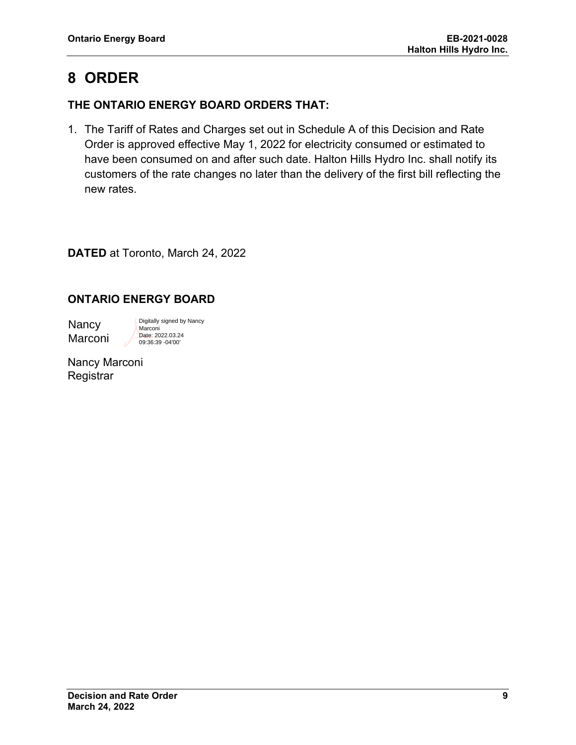# 8 ORDER

## THE ONTARIO ENERGY BOARD ORDERS THAT:

1. The Tariff of Rates and Charges set out in Schedule A of this Decision and Rate Order is approved effective May 1, 2022 for electricity consumed or estimated to have been consumed on and after such date. Halton Hills Hydro Inc. shall notify its customers of the rate changes no later than the delivery of the first bill reflecting the new rates.

**DATED** at Toronto, March 24, 2022

## ONTARIO ENERGY BOARD

Nancy Marconi

Digitally signed by Nancy Marconi
Date: 2022.03.24 09:36:39 -04'00'

Nancy Marconi
Registrar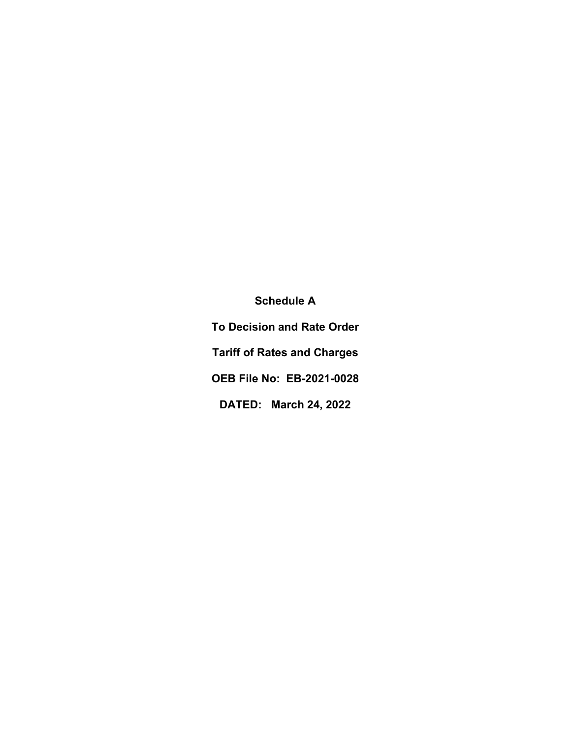**Schedule A**

**To Decision and Rate Order**

**Tariff of Rates and Charges**

**OEB File No: EB-2021-0028**

**DATED: March 24, 2022**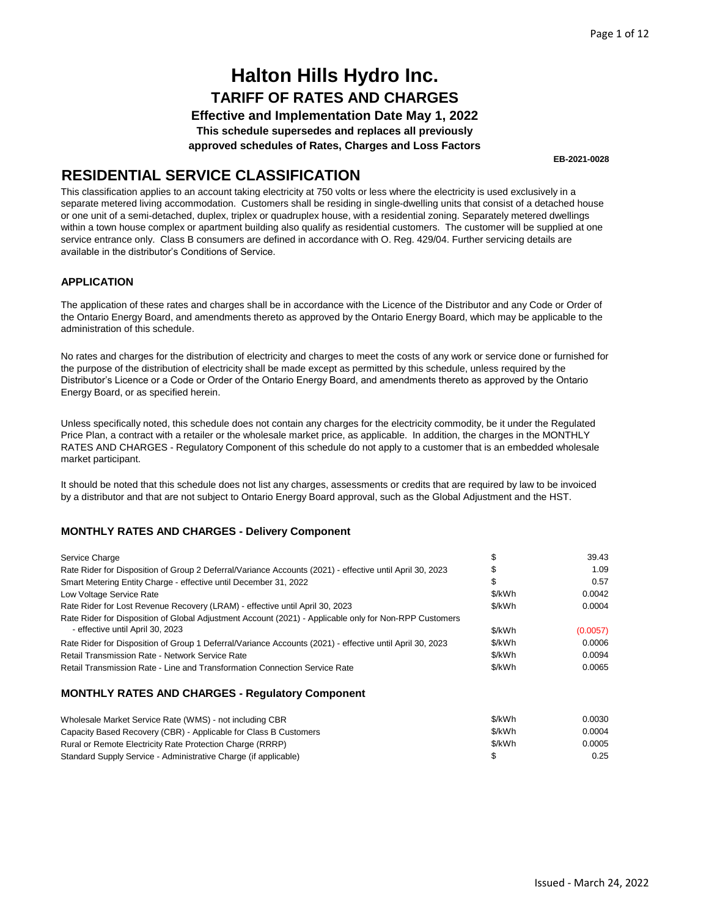# Halton Hills Hydro Inc.

## TARIFF OF RATES AND CHARGES

**Effective and Implementation Date May 1, 2022**

**This schedule supersedes and replaces all previously approved schedules of Rates, Charges and Loss Factors**

**EB-2021-0028**

## RESIDENTIAL SERVICE CLASSIFICATION

This classification applies to an account taking electricity at 750 volts or less where the electricity is used exclusively in a separate metered living accommodation. Customers shall be residing in single-dwelling units that consist of a detached house or one unit of a semi-detached, duplex, triplex or quadruplex house, with a residential zoning. Separately metered dwellings within a town house complex or apartment building also qualify as residential customers. The customer will be supplied at one service entrance only. Class B consumers are defined in accordance with O. Reg. 429/04. Further servicing details are available in the distributor's Conditions of Service.

### APPLICATION

The application of these rates and charges shall be in accordance with the Licence of the Distributor and any Code or Order of the Ontario Energy Board, and amendments thereto as approved by the Ontario Energy Board, which may be applicable to the administration of this schedule.

No rates and charges for the distribution of electricity and charges to meet the costs of any work or service done or furnished for the purpose of the distribution of electricity shall be made except as permitted by this schedule, unless required by the Distributor's Licence or a Code or Order of the Ontario Energy Board, and amendments thereto as approved by the Ontario Energy Board, or as specified herein.

Unless specifically noted, this schedule does not contain any charges for the electricity commodity, be it under the Regulated Price Plan, a contract with a retailer or the wholesale market price, as applicable. In addition, the charges in the MONTHLY RATES AND CHARGES - Regulatory Component of this schedule do not apply to a customer that is an embedded wholesale market participant.

It should be noted that this schedule does not list any charges, assessments or credits that are required by law to be invoiced by a distributor and that are not subject to Ontario Energy Board approval, such as the Global Adjustment and the HST.

### MONTHLY RATES AND CHARGES - Delivery Component

| | | |
|---|---|---|
| Service Charge | $ | 39.43 |
| Rate Rider for Disposition of Group 2 Deferral/Variance Accounts (2021) - effective until April 30, 2023 | $ | 1.09 |
| Smart Metering Entity Charge - effective until December 31, 2022 | $ | 0.57 |
| Low Voltage Service Rate | $/kWh | 0.0042 |
| Rate Rider for Lost Revenue Recovery (LRAM) - effective until April 30, 2023 | $/kWh | 0.0004 |
| Rate Rider for Disposition of Global Adjustment Account (2021) - Applicable only for Non-RPP Customers - effective until April 30, 2023 | $/kWh | (0.0057) |
| Rate Rider for Disposition of Group 1 Deferral/Variance Accounts (2021) - effective until April 30, 2023 | $/kWh | 0.0006 |
| Retail Transmission Rate - Network Service Rate | $/kWh | 0.0094 |
| Retail Transmission Rate - Line and Transformation Connection Service Rate | $/kWh | 0.0065 |

### MONTHLY RATES AND CHARGES - Regulatory Component

| | | |
|---|---|---|
| Wholesale Market Service Rate (WMS) - not including CBR | $/kWh | 0.0030 |
| Capacity Based Recovery (CBR) - Applicable for Class B Customers | $/kWh | 0.0004 |
| Rural or Remote Electricity Rate Protection Charge (RRRP) | $/kWh | 0.0005 |
| Standard Supply Service - Administrative Charge (if applicable) | $ | 0.25 |

Issued - March 24, 2022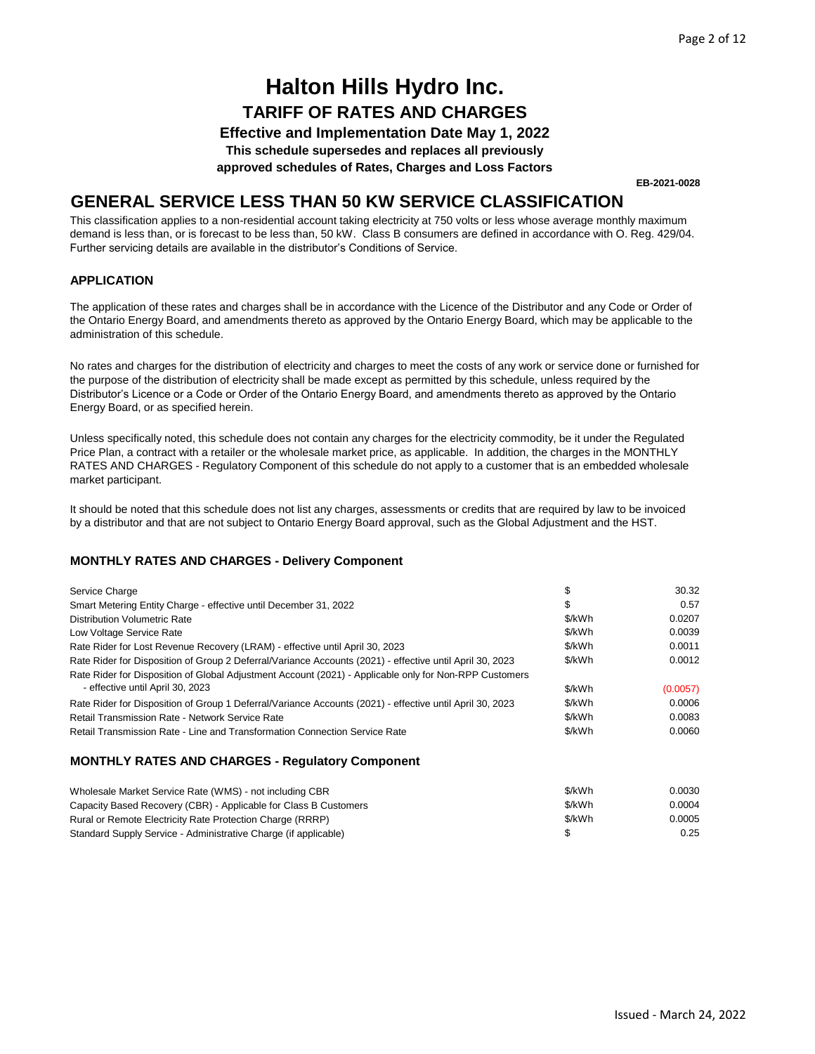# Halton Hills Hydro Inc.

## TARIFF OF RATES AND CHARGES

**Effective and Implementation Date May 1, 2022**

**This schedule supersedes and replaces all previously approved schedules of Rates, Charges and Loss Factors**

**EB-2021-0028**

## GENERAL SERVICE LESS THAN 50 KW SERVICE CLASSIFICATION

This classification applies to a non-residential account taking electricity at 750 volts or less whose average monthly maximum demand is less than, or is forecast to be less than, 50 kW. Class B consumers are defined in accordance with O. Reg. 429/04. Further servicing details are available in the distributor's Conditions of Service.

### APPLICATION

The application of these rates and charges shall be in accordance with the Licence of the Distributor and any Code or Order of the Ontario Energy Board, and amendments thereto as approved by the Ontario Energy Board, which may be applicable to the administration of this schedule.

No rates and charges for the distribution of electricity and charges to meet the costs of any work or service done or furnished for the purpose of the distribution of electricity shall be made except as permitted by this schedule, unless required by the Distributor's Licence or a Code or Order of the Ontario Energy Board, and amendments thereto as approved by the Ontario Energy Board, or as specified herein.

Unless specifically noted, this schedule does not contain any charges for the electricity commodity, be it under the Regulated Price Plan, a contract with a retailer or the wholesale market price, as applicable. In addition, the charges in the MONTHLY RATES AND CHARGES - Regulatory Component of this schedule do not apply to a customer that is an embedded wholesale market participant.

It should be noted that this schedule does not list any charges, assessments or credits that are required by law to be invoiced by a distributor and that are not subject to Ontario Energy Board approval, such as the Global Adjustment and the HST.

### MONTHLY RATES AND CHARGES - Delivery Component

| Charge | Unit | Rate |
|---|---|---|
| Service Charge | $ | 30.32 |
| Smart Metering Entity Charge - effective until December 31, 2022 | $ | 0.57 |
| Distribution Volumetric Rate | $/kWh | 0.0207 |
| Low Voltage Service Rate | $/kWh | 0.0039 |
| Rate Rider for Lost Revenue Recovery (LRAM) - effective until April 30, 2023 | $/kWh | 0.0011 |
| Rate Rider for Disposition of Group 2 Deferral/Variance Accounts (2021) - effective until April 30, 2023 | $/kWh | 0.0012 |
| Rate Rider for Disposition of Global Adjustment Account (2021) - Applicable only for Non-RPP Customers - effective until April 30, 2023 | $/kWh | (0.0057) |
| Rate Rider for Disposition of Group 1 Deferral/Variance Accounts (2021) - effective until April 30, 2023 | $/kWh | 0.0006 |
| Retail Transmission Rate - Network Service Rate | $/kWh | 0.0083 |
| Retail Transmission Rate - Line and Transformation Connection Service Rate | $/kWh | 0.0060 |

### MONTHLY RATES AND CHARGES - Regulatory Component

| Charge | Unit | Rate |
|---|---|---|
| Wholesale Market Service Rate (WMS) - not including CBR | $/kWh | 0.0030 |
| Capacity Based Recovery (CBR) - Applicable for Class B Customers | $/kWh | 0.0004 |
| Rural or Remote Electricity Rate Protection Charge (RRRP) | $/kWh | 0.0005 |
| Standard Supply Service - Administrative Charge (if applicable) | $ | 0.25 |

Issued - March 24, 2022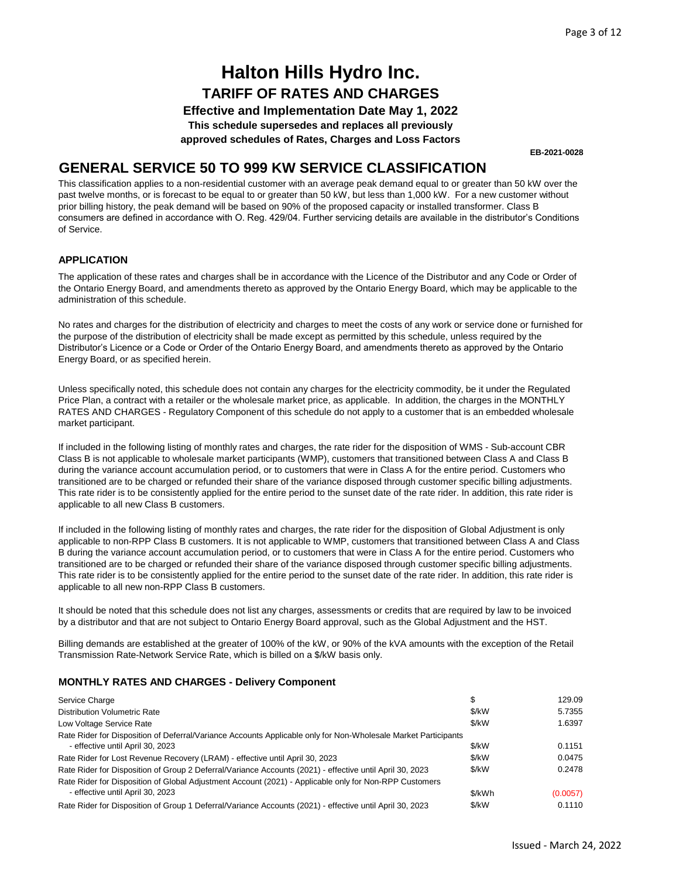# Halton Hills Hydro Inc.

## TARIFF OF RATES AND CHARGES

**Effective and Implementation Date May 1, 2022**

**This schedule supersedes and replaces all previously approved schedules of Rates, Charges and Loss Factors**

**EB-2021-0028**

# GENERAL SERVICE 50 TO 999 KW SERVICE CLASSIFICATION

This classification applies to a non-residential customer with an average peak demand equal to or greater than 50 kW over the past twelve months, or is forecast to be equal to or greater than 50 kW, but less than 1,000 kW. For a new customer without prior billing history, the peak demand will be based on 90% of the proposed capacity or installed transformer. Class B consumers are defined in accordance with O. Reg. 429/04. Further servicing details are available in the distributor's Conditions of Service.

### APPLICATION

The application of these rates and charges shall be in accordance with the Licence of the Distributor and any Code or Order of the Ontario Energy Board, and amendments thereto as approved by the Ontario Energy Board, which may be applicable to the administration of this schedule.

No rates and charges for the distribution of electricity and charges to meet the costs of any work or service done or furnished for the purpose of the distribution of electricity shall be made except as permitted by this schedule, unless required by the Distributor's Licence or a Code or Order of the Ontario Energy Board, and amendments thereto as approved by the Ontario Energy Board, or as specified herein.

Unless specifically noted, this schedule does not contain any charges for the electricity commodity, be it under the Regulated Price Plan, a contract with a retailer or the wholesale market price, as applicable. In addition, the charges in the MONTHLY RATES AND CHARGES - Regulatory Component of this schedule do not apply to a customer that is an embedded wholesale market participant.

If included in the following listing of monthly rates and charges, the rate rider for the disposition of WMS - Sub-account CBR Class B is not applicable to wholesale market participants (WMP), customers that transitioned between Class A and Class B during the variance account accumulation period, or to customers that were in Class A for the entire period. Customers who transitioned are to be charged or refunded their share of the variance disposed through customer specific billing adjustments. This rate rider is to be consistently applied for the entire period to the sunset date of the rate rider. In addition, this rate rider is applicable to all new Class B customers.

If included in the following listing of monthly rates and charges, the rate rider for the disposition of Global Adjustment is only applicable to non-RPP Class B customers. It is not applicable to WMP, customers that transitioned between Class A and Class B during the variance account accumulation period, or to customers that were in Class A for the entire period. Customers who transitioned are to be charged or refunded their share of the variance disposed through customer specific billing adjustments. This rate rider is to be consistently applied for the entire period to the sunset date of the rate rider. In addition, this rate rider is applicable to all new non-RPP Class B customers.

It should be noted that this schedule does not list any charges, assessments or credits that are required by law to be invoiced by a distributor and that are not subject to Ontario Energy Board approval, such as the Global Adjustment and the HST.

Billing demands are established at the greater of 100% of the kW, or 90% of the kVA amounts with the exception of the Retail Transmission Rate-Network Service Rate, which is billed on a $/kW basis only.

### MONTHLY RATES AND CHARGES - Delivery Component

| Description | Unit | Rate |
|---|---|---|
| Service Charge | $ | 129.09 |
| Distribution Volumetric Rate | $/kW | 5.7355 |
| Low Voltage Service Rate | $/kW | 1.6397 |
| Rate Rider for Disposition of Deferral/Variance Accounts Applicable only for Non-Wholesale Market Participants - effective until April 30, 2023 | $/kW | 0.1151 |
| Rate Rider for Lost Revenue Recovery (LRAM) - effective until April 30, 2023 | $/kW | 0.0475 |
| Rate Rider for Disposition of Group 2 Deferral/Variance Accounts (2021) - effective until April 30, 2023 | $/kW | 0.2478 |
| Rate Rider for Disposition of Global Adjustment Account (2021) - Applicable only for Non-RPP Customers - effective until April 30, 2023 | $/kWh | (0.0057) |
| Rate Rider for Disposition of Group 1 Deferral/Variance Accounts (2021) - effective until April 30, 2023 | $/kW | 0.1110 |

Issued - March 24, 2022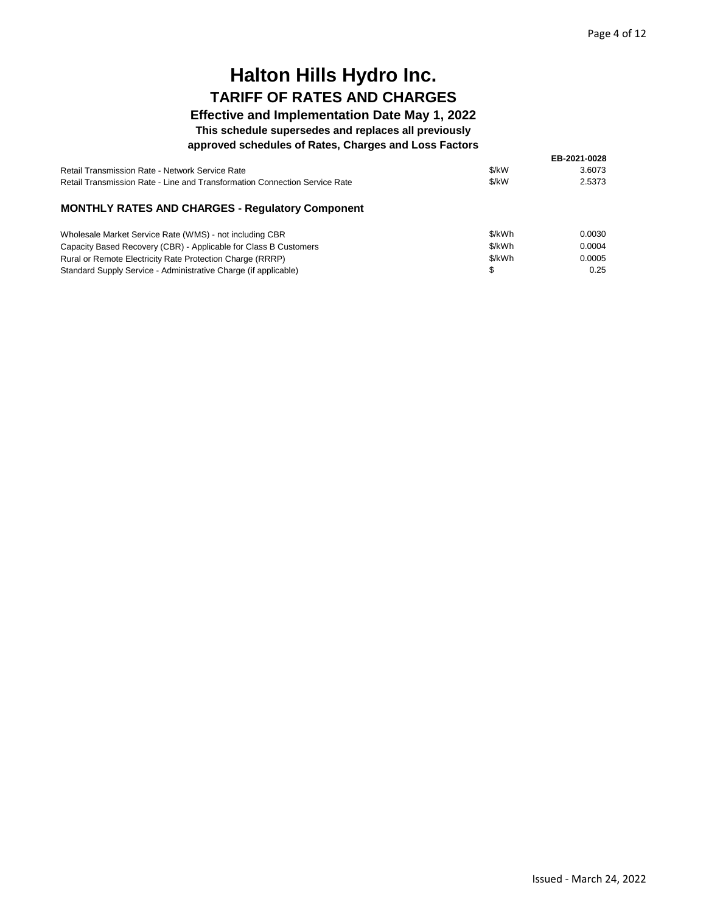# Halton Hills Hydro Inc.

## TARIFF OF RATES AND CHARGES

**Effective and Implementation Date May 1, 2022**

**This schedule supersedes and replaces all previously approved schedules of Rates, Charges and Loss Factors**

**EB-2021-0028**

| | | |
|---|---|---|
| Retail Transmission Rate - Network Service Rate | $/kW | 3.6073 |
| Retail Transmission Rate - Line and Transformation Connection Service Rate | $/kW | 2.5373 |

### MONTHLY RATES AND CHARGES - Regulatory Component

| | | |
|---|---|---|
| Wholesale Market Service Rate (WMS) - not including CBR | $/kWh | 0.0030 |
| Capacity Based Recovery (CBR) - Applicable for Class B Customers | $/kWh | 0.0004 |
| Rural or Remote Electricity Rate Protection Charge (RRRP) | $/kWh | 0.0005 |
| Standard Supply Service - Administrative Charge (if applicable) | $ | 0.25 |

Issued - March 24, 2022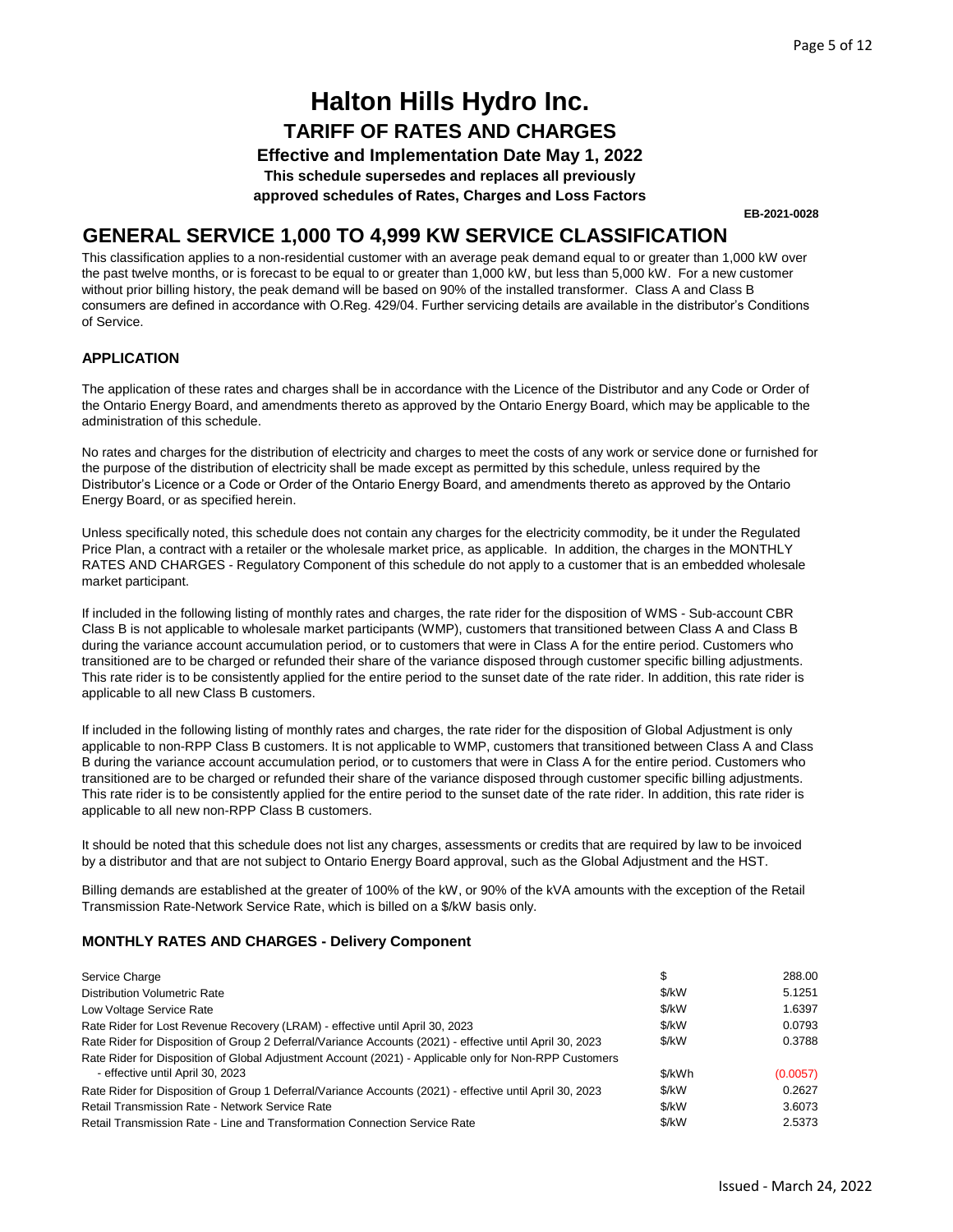# Halton Hills Hydro Inc.

## TARIFF OF RATES AND CHARGES

**Effective and Implementation Date May 1, 2022**

**This schedule supersedes and replaces all previously approved schedules of Rates, Charges and Loss Factors**

**EB-2021-0028**

## GENERAL SERVICE 1,000 TO 4,999 KW SERVICE CLASSIFICATION

This classification applies to a non-residential customer with an average peak demand equal to or greater than 1,000 kW over the past twelve months, or is forecast to be equal to or greater than 1,000 kW, but less than 5,000 kW. For a new customer without prior billing history, the peak demand will be based on 90% of the installed transformer. Class A and Class B consumers are defined in accordance with O.Reg. 429/04. Further servicing details are available in the distributor's Conditions of Service.

### APPLICATION

The application of these rates and charges shall be in accordance with the Licence of the Distributor and any Code or Order of the Ontario Energy Board, and amendments thereto as approved by the Ontario Energy Board, which may be applicable to the administration of this schedule.

No rates and charges for the distribution of electricity and charges to meet the costs of any work or service done or furnished for the purpose of the distribution of electricity shall be made except as permitted by this schedule, unless required by the Distributor's Licence or a Code or Order of the Ontario Energy Board, and amendments thereto as approved by the Ontario Energy Board, or as specified herein.

Unless specifically noted, this schedule does not contain any charges for the electricity commodity, be it under the Regulated Price Plan, a contract with a retailer or the wholesale market price, as applicable. In addition, the charges in the MONTHLY RATES AND CHARGES - Regulatory Component of this schedule do not apply to a customer that is an embedded wholesale market participant.

If included in the following listing of monthly rates and charges, the rate rider for the disposition of WMS - Sub-account CBR Class B is not applicable to wholesale market participants (WMP), customers that transitioned between Class A and Class B during the variance account accumulation period, or to customers that were in Class A for the entire period. Customers who transitioned are to be charged or refunded their share of the variance disposed through customer specific billing adjustments. This rate rider is to be consistently applied for the entire period to the sunset date of the rate rider. In addition, this rate rider is applicable to all new Class B customers.

If included in the following listing of monthly rates and charges, the rate rider for the disposition of Global Adjustment is only applicable to non-RPP Class B customers. It is not applicable to WMP, customers that transitioned between Class A and Class B during the variance account accumulation period, or to customers that were in Class A for the entire period. Customers who transitioned are to be charged or refunded their share of the variance disposed through customer specific billing adjustments. This rate rider is to be consistently applied for the entire period to the sunset date of the rate rider. In addition, this rate rider is applicable to all new non-RPP Class B customers.

It should be noted that this schedule does not list any charges, assessments or credits that are required by law to be invoiced by a distributor and that are not subject to Ontario Energy Board approval, such as the Global Adjustment and the HST.

Billing demands are established at the greater of 100% of the kW, or 90% of the kVA amounts with the exception of the Retail Transmission Rate-Network Service Rate, which is billed on a $/kW basis only.

### MONTHLY RATES AND CHARGES - Delivery Component

| | | |
|---|---|---|
| Service Charge | $ | 288.00 |
| Distribution Volumetric Rate | $/kW | 5.1251 |
| Low Voltage Service Rate | $/kW | 1.6397 |
| Rate Rider for Lost Revenue Recovery (LRAM) - effective until April 30, 2023 | $/kW | 0.0793 |
| Rate Rider for Disposition of Group 2 Deferral/Variance Accounts (2021) - effective until April 30, 2023 | $/kW | 0.3788 |
| Rate Rider for Disposition of Global Adjustment Account (2021) - Applicable only for Non-RPP Customers - effective until April 30, 2023 | $/kWh | (0.0057) |
| Rate Rider for Disposition of Group 1 Deferral/Variance Accounts (2021) - effective until April 30, 2023 | $/kW | 0.2627 |
| Retail Transmission Rate - Network Service Rate | $/kW | 3.6073 |
| Retail Transmission Rate - Line and Transformation Connection Service Rate | $/kW | 2.5373 |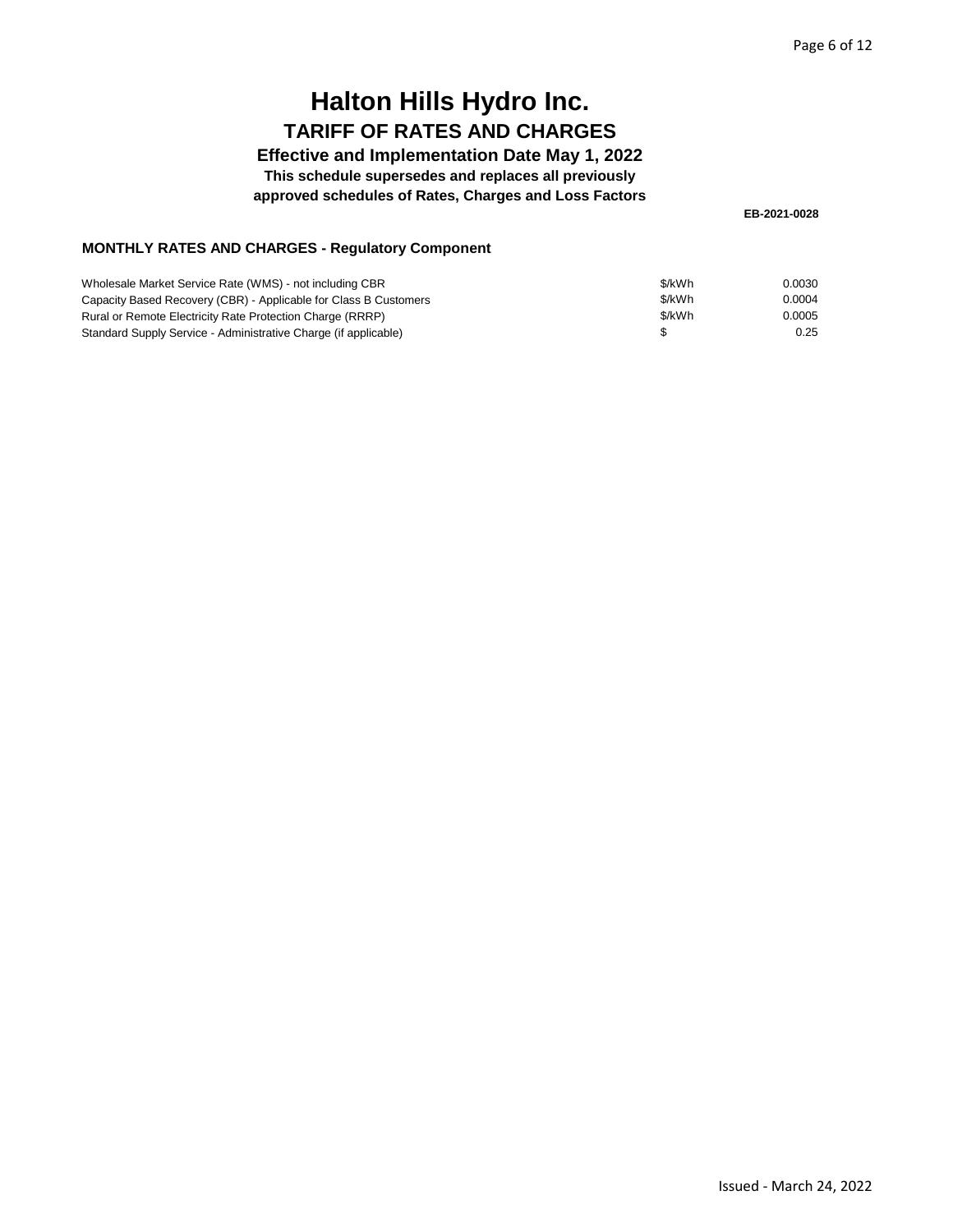# Halton Hills Hydro Inc.

## TARIFF OF RATES AND CHARGES

**Effective and Implementation Date May 1, 2022**

**This schedule supersedes and replaces all previously approved schedules of Rates, Charges and Loss Factors**

**EB-2021-0028**

### MONTHLY RATES AND CHARGES - Regulatory Component

| | | |
|---|---|---|
| Wholesale Market Service Rate (WMS) - not including CBR | $/kWh | 0.0030 |
| Capacity Based Recovery (CBR) - Applicable for Class B Customers | $/kWh | 0.0004 |
| Rural or Remote Electricity Rate Protection Charge (RRRP) | $/kWh | 0.0005 |
| Standard Supply Service - Administrative Charge (if applicable) | $ | 0.25 |

Issued - March 24, 2022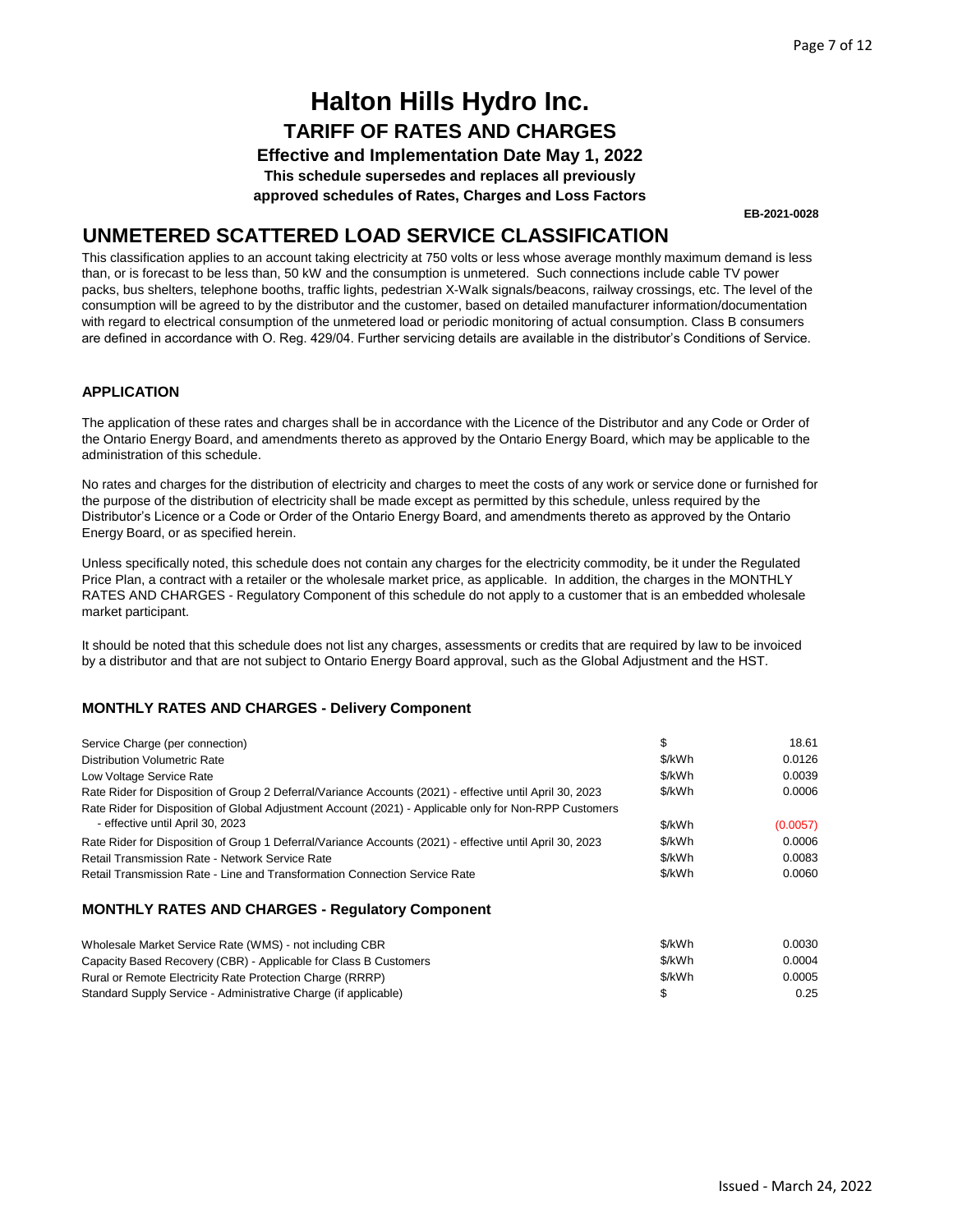# Halton Hills Hydro Inc.

## TARIFF OF RATES AND CHARGES

**Effective and Implementation Date May 1, 2022**

**This schedule supersedes and replaces all previously approved schedules of Rates, Charges and Loss Factors**

**EB-2021-0028**

## UNMETERED SCATTERED LOAD SERVICE CLASSIFICATION

This classification applies to an account taking electricity at 750 volts or less whose average monthly maximum demand is less than, or is forecast to be less than, 50 kW and the consumption is unmetered. Such connections include cable TV power packs, bus shelters, telephone booths, traffic lights, pedestrian X-Walk signals/beacons, railway crossings, etc. The level of the consumption will be agreed to by the distributor and the customer, based on detailed manufacturer information/documentation with regard to electrical consumption of the unmetered load or periodic monitoring of actual consumption. Class B consumers are defined in accordance with O. Reg. 429/04. Further servicing details are available in the distributor's Conditions of Service.

### APPLICATION

The application of these rates and charges shall be in accordance with the Licence of the Distributor and any Code or Order of the Ontario Energy Board, and amendments thereto as approved by the Ontario Energy Board, which may be applicable to the administration of this schedule.

No rates and charges for the distribution of electricity and charges to meet the costs of any work or service done or furnished for the purpose of the distribution of electricity shall be made except as permitted by this schedule, unless required by the Distributor's Licence or a Code or Order of the Ontario Energy Board, and amendments thereto as approved by the Ontario Energy Board, or as specified herein.

Unless specifically noted, this schedule does not contain any charges for the electricity commodity, be it under the Regulated Price Plan, a contract with a retailer or the wholesale market price, as applicable. In addition, the charges in the MONTHLY RATES AND CHARGES - Regulatory Component of this schedule do not apply to a customer that is an embedded wholesale market participant.

It should be noted that this schedule does not list any charges, assessments or credits that are required by law to be invoiced by a distributor and that are not subject to Ontario Energy Board approval, such as the Global Adjustment and the HST.

### MONTHLY RATES AND CHARGES - Delivery Component

| Charge | Unit | Rate |
|---|---|---|
| Service Charge (per connection) | $ | 18.61 |
| Distribution Volumetric Rate | $/kWh | 0.0126 |
| Low Voltage Service Rate | $/kWh | 0.0039 |
| Rate Rider for Disposition of Group 2 Deferral/Variance Accounts (2021) - effective until April 30, 2023 | $/kWh | 0.0006 |
| Rate Rider for Disposition of Global Adjustment Account (2021) - Applicable only for Non-RPP Customers - effective until April 30, 2023 | $/kWh | (0.0057) |
| Rate Rider for Disposition of Group 1 Deferral/Variance Accounts (2021) - effective until April 30, 2023 | $/kWh | 0.0006 |
| Retail Transmission Rate - Network Service Rate | $/kWh | 0.0083 |
| Retail Transmission Rate - Line and Transformation Connection Service Rate | $/kWh | 0.0060 |

### MONTHLY RATES AND CHARGES - Regulatory Component

| Charge | Unit | Rate |
|---|---|---|
| Wholesale Market Service Rate (WMS) - not including CBR | $/kWh | 0.0030 |
| Capacity Based Recovery (CBR) - Applicable for Class B Customers | $/kWh | 0.0004 |
| Rural or Remote Electricity Rate Protection Charge (RRRP) | $/kWh | 0.0005 |
| Standard Supply Service - Administrative Charge (if applicable) | $ | 0.25 |

Issued - March 24, 2022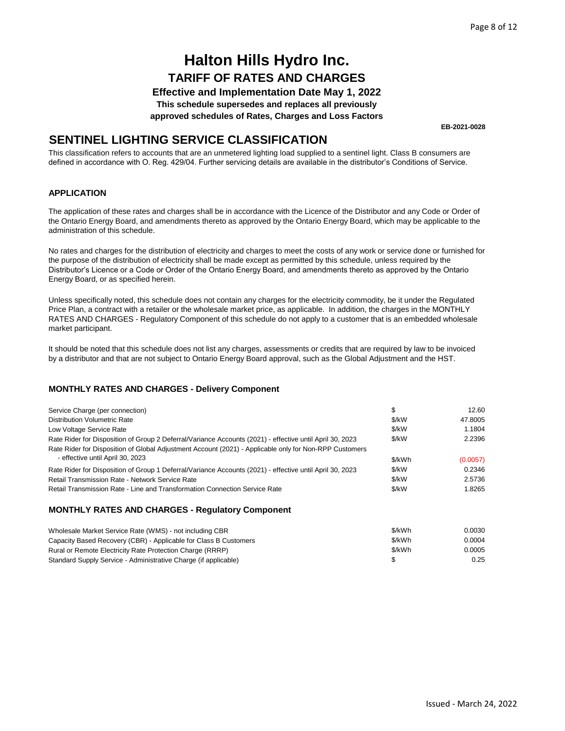# Halton Hills Hydro Inc.

## TARIFF OF RATES AND CHARGES

**Effective and Implementation Date May 1, 2022**

**This schedule supersedes and replaces all previously approved schedules of Rates, Charges and Loss Factors**

**EB-2021-0028**

## SENTINEL LIGHTING SERVICE CLASSIFICATION

This classification refers to accounts that are an unmetered lighting load supplied to a sentinel light. Class B consumers are defined in accordance with O. Reg. 429/04. Further servicing details are available in the distributor's Conditions of Service.

### APPLICATION

The application of these rates and charges shall be in accordance with the Licence of the Distributor and any Code or Order of the Ontario Energy Board, and amendments thereto as approved by the Ontario Energy Board, which may be applicable to the administration of this schedule.

No rates and charges for the distribution of electricity and charges to meet the costs of any work or service done or furnished for the purpose of the distribution of electricity shall be made except as permitted by this schedule, unless required by the Distributor's Licence or a Code or Order of the Ontario Energy Board, and amendments thereto as approved by the Ontario Energy Board, or as specified herein.

Unless specifically noted, this schedule does not contain any charges for the electricity commodity, be it under the Regulated Price Plan, a contract with a retailer or the wholesale market price, as applicable. In addition, the charges in the MONTHLY RATES AND CHARGES - Regulatory Component of this schedule do not apply to a customer that is an embedded wholesale market participant.

It should be noted that this schedule does not list any charges, assessments or credits that are required by law to be invoiced by a distributor and that are not subject to Ontario Energy Board approval, such as the Global Adjustment and the HST.

### MONTHLY RATES AND CHARGES - Delivery Component

| | | |
|---|---|---|
| Service Charge (per connection) | $ | 12.60 |
| Distribution Volumetric Rate | $/kW | 47.8005 |
| Low Voltage Service Rate | $/kW | 1.1804 |
| Rate Rider for Disposition of Group 2 Deferral/Variance Accounts (2021) - effective until April 30, 2023 | $/kW | 2.2396 |
| Rate Rider for Disposition of Global Adjustment Account (2021) - Applicable only for Non-RPP Customers - effective until April 30, 2023 | $/kWh | (0.0057) |
| Rate Rider for Disposition of Group 1 Deferral/Variance Accounts (2021) - effective until April 30, 2023 | $/kW | 0.2346 |
| Retail Transmission Rate - Network Service Rate | $/kW | 2.5736 |
| Retail Transmission Rate - Line and Transformation Connection Service Rate | $/kW | 1.8265 |

### MONTHLY RATES AND CHARGES - Regulatory Component

| | | |
|---|---|---|
| Wholesale Market Service Rate (WMS) - not including CBR | $/kWh | 0.0030 |
| Capacity Based Recovery (CBR) - Applicable for Class B Customers | $/kWh | 0.0004 |
| Rural or Remote Electricity Rate Protection Charge (RRRP) | $/kWh | 0.0005 |
| Standard Supply Service - Administrative Charge (if applicable) | $ | 0.25 |

Issued - March 24, 2022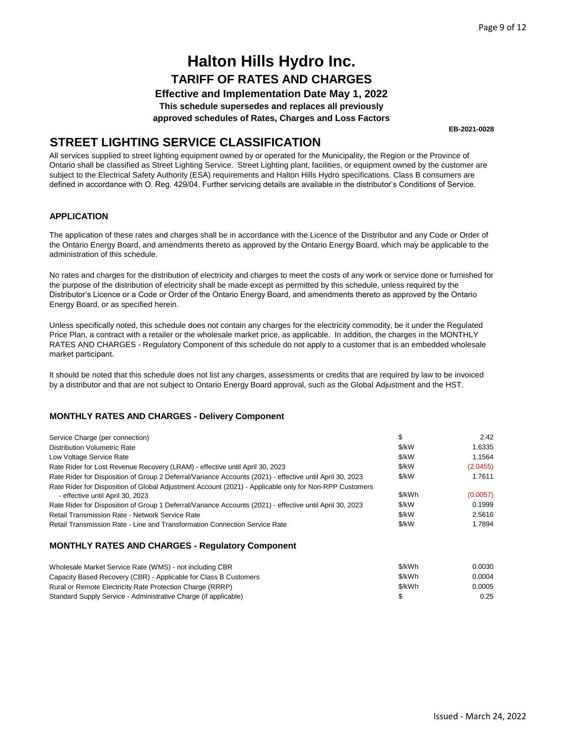# Halton Hills Hydro Inc.

## TARIFF OF RATES AND CHARGES

**Effective and Implementation Date May 1, 2022**

**This schedule supersedes and replaces all previously approved schedules of Rates, Charges and Loss Factors**

**EB-2021-0028**

## STREET LIGHTING SERVICE CLASSIFICATION

All services supplied to street lighting equipment owned by or operated for the Municipality, the Region or the Province of Ontario shall be classified as Street Lighting Service. Street Lighting plant, facilities, or equipment owned by the customer are subject to the Electrical Safety Authority (ESA) requirements and Halton Hills Hydro specifications. Class B consumers are defined in accordance with O. Reg. 429/04. Further servicing details are available in the distributor's Conditions of Service.

### APPLICATION

The application of these rates and charges shall be in accordance with the Licence of the Distributor and any Code or Order of the Ontario Energy Board, and amendments thereto as approved by the Ontario Energy Board, which may be applicable to the administration of this schedule.

No rates and charges for the distribution of electricity and charges to meet the costs of any work or service done or furnished for the purpose of the distribution of electricity shall be made except as permitted by this schedule, unless required by the Distributor's Licence or a Code or Order of the Ontario Energy Board, and amendments thereto as approved by the Ontario Energy Board, or as specified herein.

Unless specifically noted, this schedule does not contain any charges for the electricity commodity, be it under the Regulated Price Plan, a contract with a retailer or the wholesale market price, as applicable. In addition, the charges in the MONTHLY RATES AND CHARGES - Regulatory Component of this schedule do not apply to a customer that is an embedded wholesale market participant.

It should be noted that this schedule does not list any charges, assessments or credits that are required by law to be invoiced by a distributor and that are not subject to Ontario Energy Board approval, such as the Global Adjustment and the HST.

### MONTHLY RATES AND CHARGES - Delivery Component

| | | |
|---|---|---|
| Service Charge (per connection) | $ | 2.42 |
| Distribution Volumetric Rate | $/kW | 1.6335 |
| Low Voltage Service Rate | $/kW | 1.1564 |
| Rate Rider for Lost Revenue Recovery (LRAM) - effective until April 30, 2023 | $/kW | (2.0455) |
| Rate Rider for Disposition of Group 2 Deferral/Variance Accounts (2021) - effective until April 30, 2023 | $/kW | 1.7611 |
| Rate Rider for Disposition of Global Adjustment Account (2021) - Applicable only for Non-RPP Customers - effective until April 30, 2023 | $/kWh | (0.0057) |
| Rate Rider for Disposition of Group 1 Deferral/Variance Accounts (2021) - effective until April 30, 2023 | $/kW | 0.1999 |
| Retail Transmission Rate - Network Service Rate | $/kW | 2.5616 |
| Retail Transmission Rate - Line and Transformation Connection Service Rate | $/kW | 1.7894 |

### MONTHLY RATES AND CHARGES - Regulatory Component

| | | |
|---|---|---|
| Wholesale Market Service Rate (WMS) - not including CBR | $/kWh | 0.0030 |
| Capacity Based Recovery (CBR) - Applicable for Class B Customers | $/kWh | 0.0004 |
| Rural or Remote Electricity Rate Protection Charge (RRRP) | $/kWh | 0.0005 |
| Standard Supply Service - Administrative Charge (if applicable) | $ | 0.25 |

Issued - March 24, 2022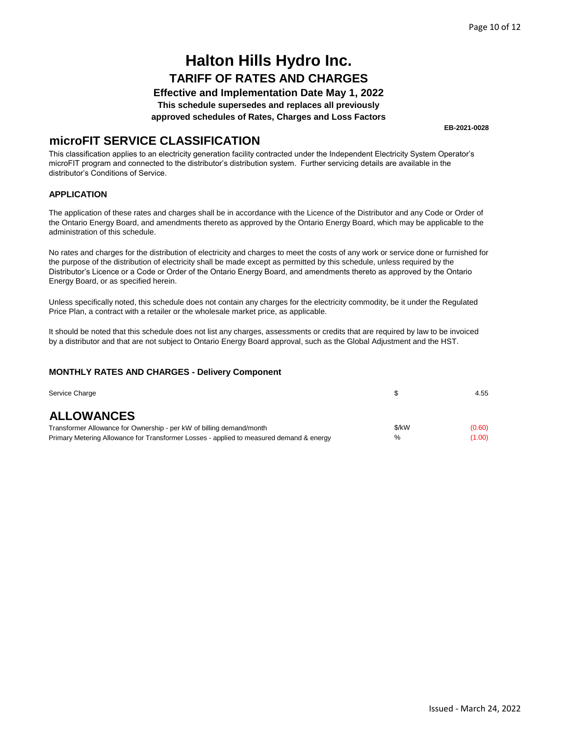# Halton Hills Hydro Inc.

## TARIFF OF RATES AND CHARGES

**Effective and Implementation Date May 1, 2022**

**This schedule supersedes and replaces all previously approved schedules of Rates, Charges and Loss Factors**

**EB-2021-0028**

## microFIT SERVICE CLASSIFICATION

This classification applies to an electricity generation facility contracted under the Independent Electricity System Operator's microFIT program and connected to the distributor's distribution system. Further servicing details are available in the distributor's Conditions of Service.

### APPLICATION

The application of these rates and charges shall be in accordance with the Licence of the Distributor and any Code or Order of the Ontario Energy Board, and amendments thereto as approved by the Ontario Energy Board, which may be applicable to the administration of this schedule.

No rates and charges for the distribution of electricity and charges to meet the costs of any work or service done or furnished for the purpose of the distribution of electricity shall be made except as permitted by this schedule, unless required by the Distributor's Licence or a Code or Order of the Ontario Energy Board, and amendments thereto as approved by the Ontario Energy Board, or as specified herein.

Unless specifically noted, this schedule does not contain any charges for the electricity commodity, be it under the Regulated Price Plan, a contract with a retailer or the wholesale market price, as applicable.

It should be noted that this schedule does not list any charges, assessments or credits that are required by law to be invoiced by a distributor and that are not subject to Ontario Energy Board approval, such as the Global Adjustment and the HST.

### MONTHLY RATES AND CHARGES - Delivery Component

| | | |
|---|---|---|
| Service Charge | $ | 4.55 |

## ALLOWANCES

| | | |
|---|---|---|
| Transformer Allowance for Ownership - per kW of billing demand/month | $/kW | (0.60) |
| Primary Metering Allowance for Transformer Losses - applied to measured demand & energy | % | (1.00) |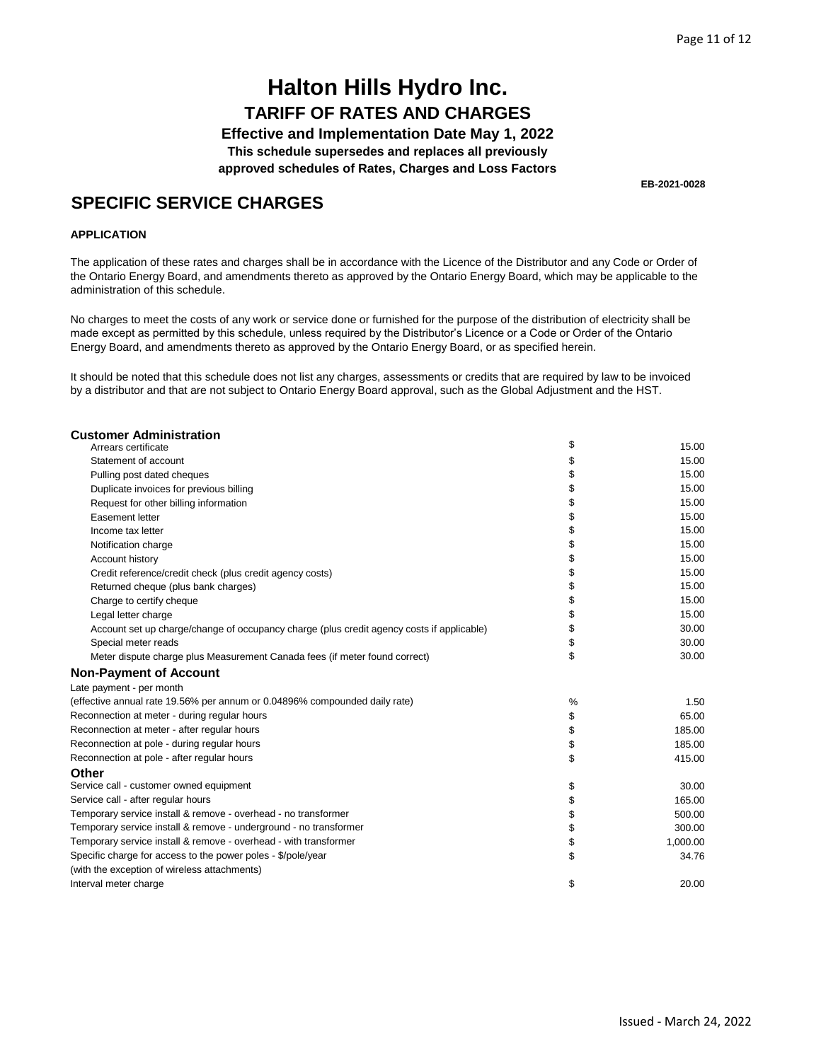# Halton Hills Hydro Inc.

## TARIFF OF RATES AND CHARGES

**Effective and Implementation Date May 1, 2022**

**This schedule supersedes and replaces all previously approved schedules of Rates, Charges and Loss Factors**

**EB-2021-0028**

## SPECIFIC SERVICE CHARGES

**APPLICATION**

The application of these rates and charges shall be in accordance with the Licence of the Distributor and any Code or Order of the Ontario Energy Board, and amendments thereto as approved by the Ontario Energy Board, which may be applicable to the administration of this schedule.

No charges to meet the costs of any work or service done or furnished for the purpose of the distribution of electricity shall be made except as permitted by this schedule, unless required by the Distributor's Licence or a Code or Order of the Ontario Energy Board, and amendments thereto as approved by the Ontario Energy Board, or as specified herein.

It should be noted that this schedule does not list any charges, assessments or credits that are required by law to be invoiced by a distributor and that are not subject to Ontario Energy Board approval, such as the Global Adjustment and the HST.

### Customer Administration

| | | |
|---|---|---|
| Arrears certificate | $ | 15.00 |
| Statement of account | $ | 15.00 |
| Pulling post dated cheques | $ | 15.00 |
| Duplicate invoices for previous billing | $ | 15.00 |
| Request for other billing information | $ | 15.00 |
| Easement letter | $ | 15.00 |
| Income tax letter | $ | 15.00 |
| Notification charge | $ | 15.00 |
| Account history | $ | 15.00 |
| Credit reference/credit check (plus credit agency costs) | $ | 15.00 |
| Returned cheque (plus bank charges) | $ | 15.00 |
| Charge to certify cheque | $ | 15.00 |
| Legal letter charge | $ | 15.00 |
| Account set up charge/change of occupancy charge (plus credit agency costs if applicable) | $ | 30.00 |
| Special meter reads | $ | 30.00 |
| Meter dispute charge plus Measurement Canada fees (if meter found correct) | $ | 30.00 |

### Non-Payment of Account

| | | |
|---|---|---|
| Late payment - per month<br>(effective annual rate 19.56% per annum or 0.04896% compounded daily rate) | % | 1.50 |
| Reconnection at meter - during regular hours | $ | 65.00 |
| Reconnection at meter - after regular hours | $ | 185.00 |
| Reconnection at pole - during regular hours | $ | 185.00 |
| Reconnection at pole - after regular hours | $ | 415.00 |

### Other

| | | |
|---|---|---|
| Service call - customer owned equipment | $ | 30.00 |
| Service call - after regular hours | $ | 165.00 |
| Temporary service install & remove - overhead - no transformer | $ | 500.00 |
| Temporary service install & remove - underground - no transformer | $ | 300.00 |
| Temporary service install & remove - overhead - with transformer | $ | 1,000.00 |
| Specific charge for access to the power poles - $/pole/year<br>(with the exception of wireless attachments) | $ | 34.76 |
| Interval meter charge | $ | 20.00 |

Issued - March 24, 2022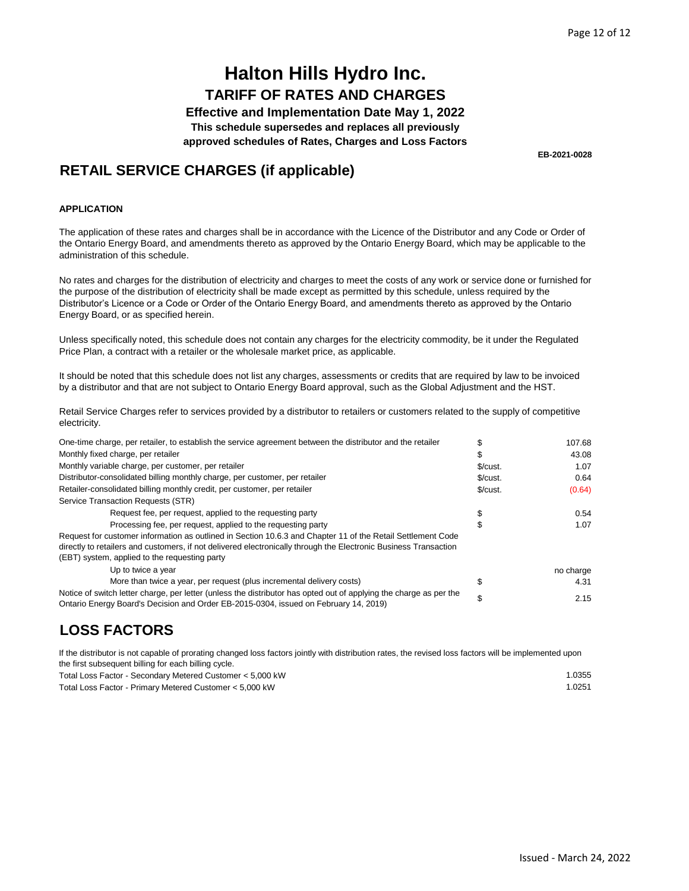# Halton Hills Hydro Inc.

## TARIFF OF RATES AND CHARGES

**Effective and Implementation Date May 1, 2022**

**This schedule supersedes and replaces all previously approved schedules of Rates, Charges and Loss Factors**

**EB-2021-0028**

## RETAIL SERVICE CHARGES (if applicable)

**APPLICATION**

The application of these rates and charges shall be in accordance with the Licence of the Distributor and any Code or Order of the Ontario Energy Board, and amendments thereto as approved by the Ontario Energy Board, which may be applicable to the administration of this schedule.

No rates and charges for the distribution of electricity and charges to meet the costs of any work or service done or furnished for the purpose of the distribution of electricity shall be made except as permitted by this schedule, unless required by the Distributor's Licence or a Code or Order of the Ontario Energy Board, and amendments thereto as approved by the Ontario Energy Board, or as specified herein.

Unless specifically noted, this schedule does not contain any charges for the electricity commodity, be it under the Regulated Price Plan, a contract with a retailer or the wholesale market price, as applicable.

It should be noted that this schedule does not list any charges, assessments or credits that are required by law to be invoiced by a distributor and that are not subject to Ontario Energy Board approval, such as the Global Adjustment and the HST.

Retail Service Charges refer to services provided by a distributor to retailers or customers related to the supply of competitive electricity.

| | | |
|---|---|---|
| One-time charge, per retailer, to establish the service agreement between the distributor and the retailer | $ | 107.68 |
| Monthly fixed charge, per retailer | $ | 43.08 |
| Monthly variable charge, per customer, per retailer | $/cust. | 1.07 |
| Distributor-consolidated billing monthly charge, per customer, per retailer | $/cust. | 0.64 |
| Retailer-consolidated billing monthly credit, per customer, per retailer | $/cust. | (0.64) |
| Service Transaction Requests (STR) | | |
| Request fee, per request, applied to the requesting party | $ | 0.54 |
| Processing fee, per request, applied to the requesting party | $ | 1.07 |
| Request for customer information as outlined in Section 10.6.3 and Chapter 11 of the Retail Settlement Code directly to retailers and customers, if not delivered electronically through the Electronic Business Transaction (EBT) system, applied to the requesting party | | |
| Up to twice a year | | no charge |
| More than twice a year, per request (plus incremental delivery costs) | $ | 4.31 |
| Notice of switch letter charge, per letter (unless the distributor has opted out of applying the charge as per the Ontario Energy Board's Decision and Order EB-2015-0304, issued on February 14, 2019) | $ | 2.15 |

## LOSS FACTORS

If the distributor is not capable of prorating changed loss factors jointly with distribution rates, the revised loss factors will be implemented upon the first subsequent billing for each billing cycle.

| | |
|---|---|
| Total Loss Factor - Secondary Metered Customer < 5,000 kW | 1.0355 |
| Total Loss Factor - Primary Metered Customer < 5,000 kW | 1.0251 |

Issued - March 24, 2022